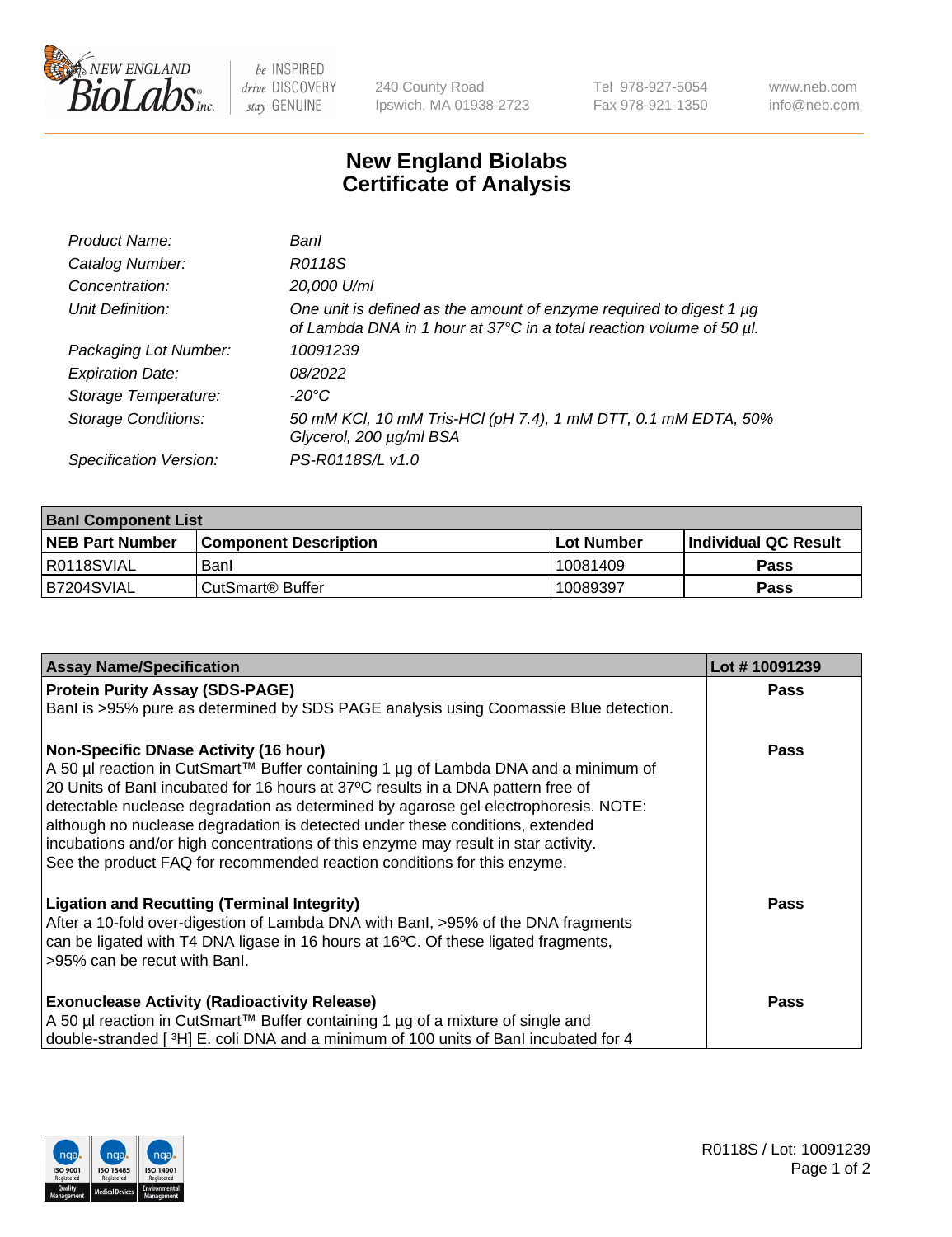# New England Biolabs Certificate of Analysis

| | |
|---|---|
| *Product Name:* | *BanI* |
| *Catalog Number:* | *R0118S* |
| *Concentration:* | *20,000 U/ml* |
| *Unit Definition:* | *One unit is defined as the amount of enzyme required to digest 1 µg of Lambda DNA in 1 hour at 37°C in a total reaction volume of 50 µl.* |
| *Packaging Lot Number:* | *10091239* |
| *Expiration Date:* | *08/2022* |
| *Storage Temperature:* | *-20°C* |
| *Storage Conditions:* | *50 mM KCl, 10 mM Tris-HCl (pH 7.4), 1 mM DTT, 0.1 mM EDTA, 50% Glycerol, 200 µg/ml BSA* |
| *Specification Version:* | *PS-R0118S/L v1.0* |

| BanI Component List | | | |
|---|---|---|---|
| **NEB Part Number** | **Component Description** | **Lot Number** | **Individual QC Result** |
| R0118SVIAL | BanI | 10081409 | **Pass** |
| B7204SVIAL | CutSmart® Buffer | 10089397 | **Pass** |

| Assay Name/Specification | Lot # 10091239 |
|---|---|
| **Protein Purity Assay (SDS-PAGE)**<br>BanI is >95% pure as determined by SDS PAGE analysis using Coomassie Blue detection. | **Pass** |
| **Non-Specific DNase Activity (16 hour)**<br>A 50 µl reaction in CutSmart™ Buffer containing 1 µg of Lambda DNA and a minimum of 20 Units of BanI incubated for 16 hours at 37ºC results in a DNA pattern free of detectable nuclease degradation as determined by agarose gel electrophoresis. NOTE: although no nuclease degradation is detected under these conditions, extended incubations and/or high concentrations of this enzyme may result in star activity. See the product FAQ for recommended reaction conditions for this enzyme. | **Pass** |
| **Ligation and Recutting (Terminal Integrity)**<br>After a 10-fold over-digestion of Lambda DNA with BanI, >95% of the DNA fragments can be ligated with T4 DNA ligase in 16 hours at 16ºC. Of these ligated fragments, >95% can be recut with BanI. | **Pass** |
| **Exonuclease Activity (Radioactivity Release)**<br>A 50 µl reaction in CutSmart™ Buffer containing 1 µg of a mixture of single and double-stranded [ $^3$H] E. coli DNA and a minimum of 100 units of BanI incubated for 4 | **Pass** |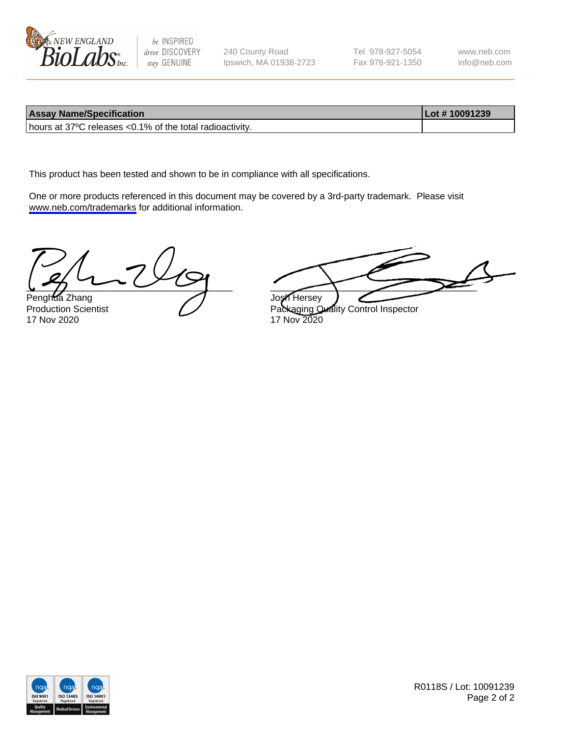| Assay Name/Specification | Lot # 10091239 |
|---|---|
| hours at 37ºC releases <0.1% of the total radioactivity. | |

This product has been tested and shown to be in compliance with all specifications.

One or more products referenced in this document may be covered by a 3rd-party trademark. Please visit www.neb.com/trademarks for additional information.

Penghua Zhang
Production Scientist
17 Nov 2020

Josh Hersey
Packaging Quality Control Inspector
17 Nov 2020

R0118S / Lot: 10091239